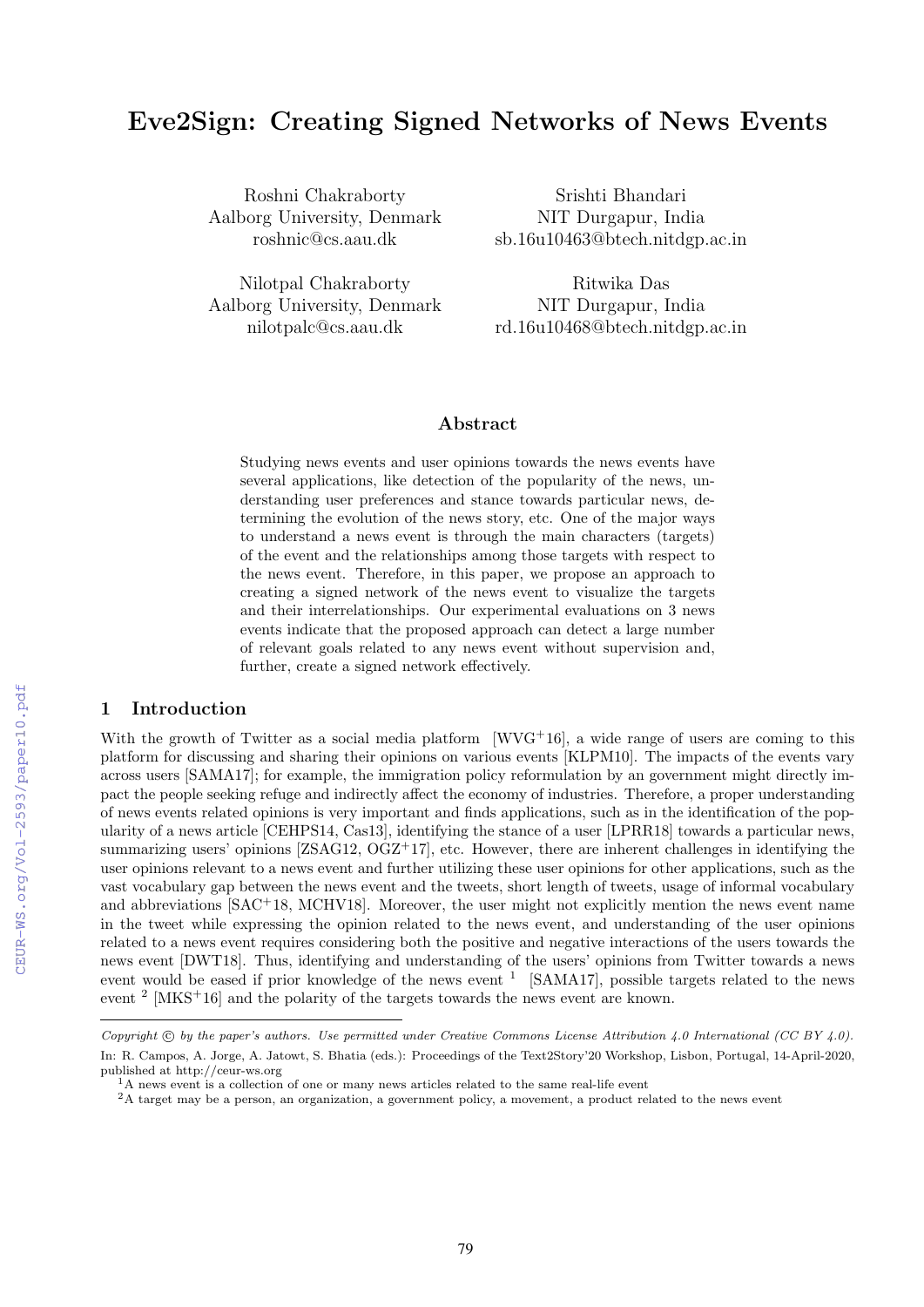# Eve2Sign: Creating Signed Networks of News Events

Roshni Chakraborty
Aalborg University, Denmark
roshnic@cs.aau.dk

Srishti Bhandari
NIT Durgapur, India
sb.16u10463@btech.nitdgp.ac.in

Nilotpal Chakraborty
Aalborg University, Denmark
nilotpalc@cs.aau.dk

Ritwika Das
NIT Durgapur, India
rd.16u10468@btech.nitdgp.ac.in

## Abstract

Studying news events and user opinions towards the news events have several applications, like detection of the popularity of the news, understanding user preferences and stance towards particular news, determining the evolution of the news story, etc. One of the major ways to understand a news event is through the main characters (targets) of the event and the relationships among those targets with respect to the news event. Therefore, in this paper, we propose an approach to creating a signed network of the news event to visualize the targets and their interrelationships. Our experimental evaluations on 3 news events indicate that the proposed approach can detect a large number of relevant goals related to any news event without supervision and, further, create a signed network effectively.

## 1 Introduction

With the growth of Twitter as a social media platform [WVG+16], a wide range of users are coming to this platform for discussing and sharing their opinions on various events [KLPM10]. The impacts of the events vary across users [SAMA17]; for example, the immigration policy reformulation by an government might directly impact the people seeking refuge and indirectly affect the economy of industries. Therefore, a proper understanding of news events related opinions is very important and finds applications, such as in the identification of the popularity of a news article [CEHPS14, Cas13], identifying the stance of a user [LPRR18] towards a particular news, summarizing users' opinions [ZSAG12, OGZ+17], etc. However, there are inherent challenges in identifying the user opinions relevant to a news event and further utilizing these user opinions for other applications, such as the vast vocabulary gap between the news event and the tweets, short length of tweets, usage of informal vocabulary and abbreviations [SAC+18, MCHV18]. Moreover, the user might not explicitly mention the news event name in the tweet while expressing the opinion related to the news event, and understanding of the user opinions related to a news event requires considering both the positive and negative interactions of the users towards the news event [DWT18]. Thus, identifying and understanding of the users' opinions from Twitter towards a news event would be eased if prior knowledge of the news event [1] [SAMA17], possible targets related to the news event [2] [MKS+16] and the polarity of the targets towards the news event are known.

---

*Copyright © by the paper's authors. Use permitted under Creative Commons License Attribution 4.0 International (CC BY 4.0).*

In: R. Campos, A. Jorge, A. Jatowt, S. Bhatia (eds.): Proceedings of the Text2Story'20 Workshop, Lisbon, Portugal, 14-April-2020, published at http://ceur-ws.org

[1] A news event is a collection of one or many news articles related to the same real-life event

[2] A target may be a person, an organization, a government policy, a movement, a product related to the news event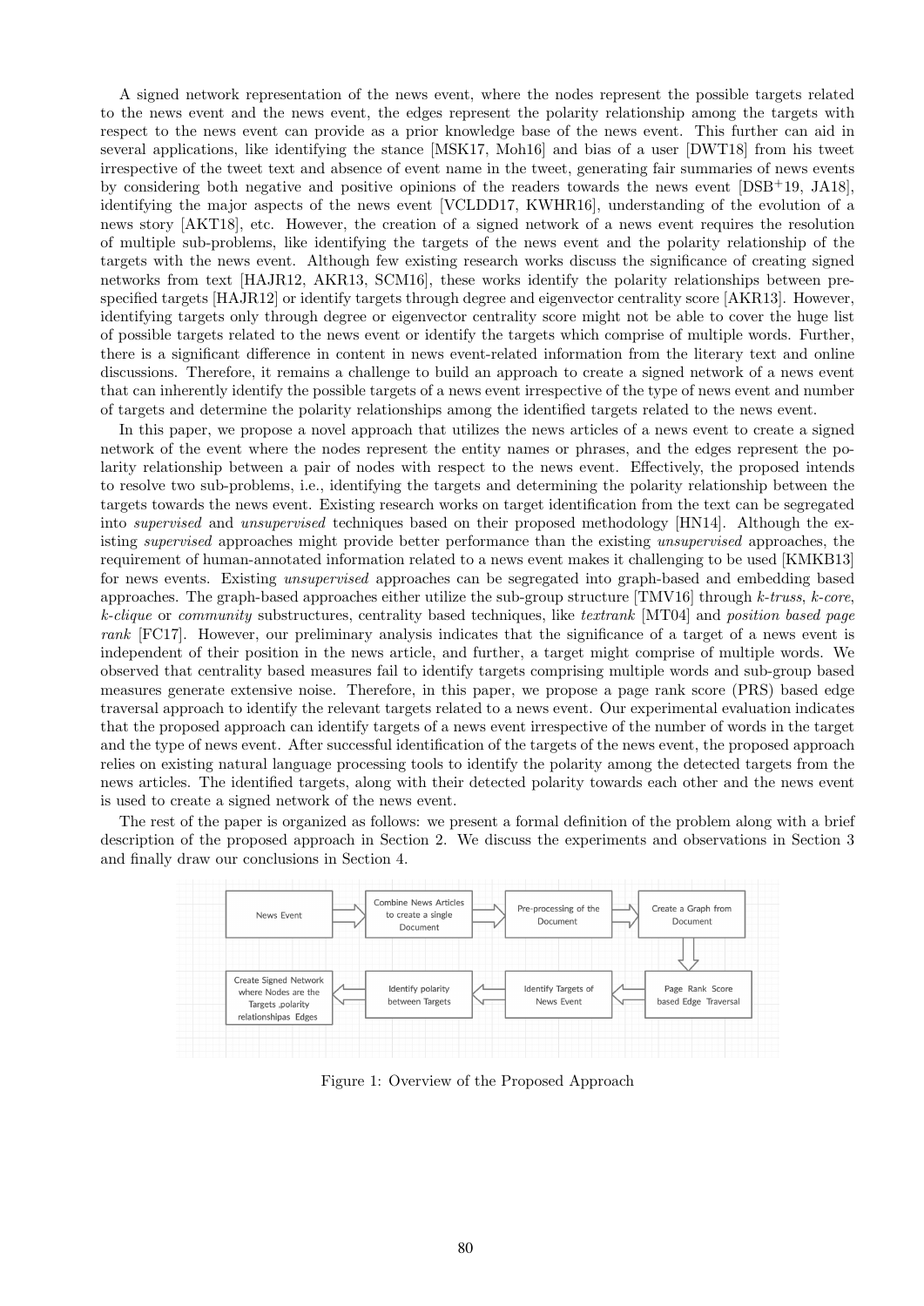A signed network representation of the news event, where the nodes represent the possible targets related to the news event and the news event, the edges represent the polarity relationship among the targets with respect to the news event can provide as a prior knowledge base of the news event. This further can aid in several applications, like identifying the stance [MSK17, Moh16] and bias of a user [DWT18] from his tweet irrespective of the tweet text and absence of event name in the tweet, generating fair summaries of news events by considering both negative and positive opinions of the readers towards the news event [DSB+19, JA18], identifying the major aspects of the news event [VCLDD17, KWHR16], understanding of the evolution of a news story [AKT18], etc. However, the creation of a signed network of a news event requires the resolution of multiple sub-problems, like identifying the targets of the news event and the polarity relationship of the targets with the news event. Although few existing research works discuss the significance of creating signed networks from text [HAJR12, AKR13, SCM16], these works identify the polarity relationships between pre-specified targets [HAJR12] or identify targets through degree and eigenvector centrality score [AKR13]. However, identifying targets only through degree or eigenvector centrality score might not be able to cover the huge list of possible targets related to the news event or identify the targets which comprise of multiple words. Further, there is a significant difference in content in news event-related information from the literary text and online discussions. Therefore, it remains a challenge to build an approach to create a signed network of a news event that can inherently identify the possible targets of a news event irrespective of the type of news event and number of targets and determine the polarity relationships among the identified targets related to the news event.

In this paper, we propose a novel approach that utilizes the news articles of a news event to create a signed network of the event where the nodes represent the entity names or phrases, and the edges represent the polarity relationship between a pair of nodes with respect to the news event. Effectively, the proposed intends to resolve two sub-problems, i.e., identifying the targets and determining the polarity relationship between the targets towards the news event. Existing research works on target identification from the text can be segregated into *supervised* and *unsupervised* techniques based on their proposed methodology [HN14]. Although the existing *supervised* approaches might provide better performance than the existing *unsupervised* approaches, the requirement of human-annotated information related to a news event makes it challenging to be used [KMKB13] for news events. Existing *unsupervised* approaches can be segregated into graph-based and embedding based approaches. The graph-based approaches either utilize the sub-group structure [TMV16] through *k-truss*, *k-core*, *k-clique* or *community* substructures, centrality based techniques, like *textrank* [MT04] and *position based page rank* [FC17]. However, our preliminary analysis indicates that the significance of a target of a news event is independent of their position in the news article, and further, a target might comprise of multiple words. We observed that centrality based measures fail to identify targets comprising multiple words and sub-group based measures generate extensive noise. Therefore, in this paper, we propose a page rank score (PRS) based edge traversal approach to identify the relevant targets related to a news event. Our experimental evaluation indicates that the proposed approach can identify targets of a news event irrespective of the number of words in the target and the type of news event. After successful identification of the targets of the news event, the proposed approach relies on existing natural language processing tools to identify the polarity among the detected targets from the news articles. The identified targets, along with their detected polarity towards each other and the news event is used to create a signed network of the news event.

The rest of the paper is organized as follows: we present a formal definition of the problem along with a brief description of the proposed approach in Section 2. We discuss the experiments and observations in Section 3 and finally draw our conclusions in Section 4.

News Event → Combine News Articles to create a single Document → Pre-processing of the Document → Create a Graph from Document → Page Rank Score based Edge Traversal → Identify Targets of News Event → Identify polarity between Targets → Create Signed Network where Nodes are the Targets ,polarity relationshipas Edges

Figure 1: Overview of the Proposed Approach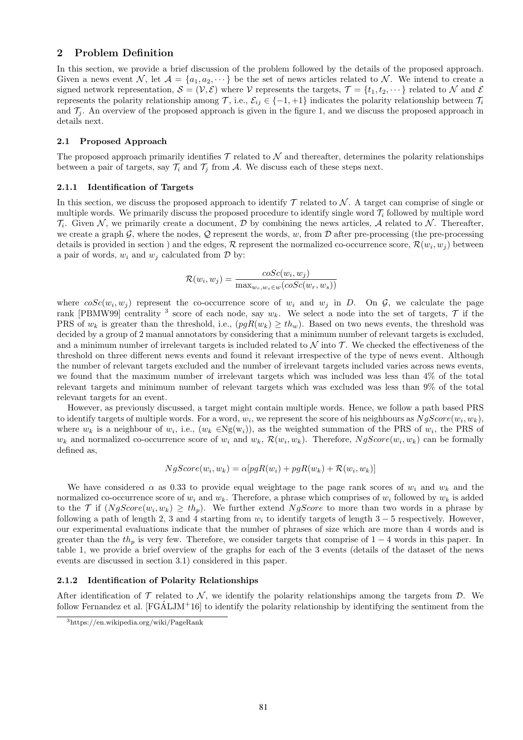## 2 Problem Definition

In this section, we provide a brief discussion of the problem followed by the details of the proposed approach. Given a news event $\mathcal{N}$, let $\mathcal{A} = \{a_1, a_2, \cdots\}$ be the set of news articles related to $\mathcal{N}$. We intend to create a signed network representation, $\mathcal{S} = (\mathcal{V}, \mathcal{E})$ where $\mathcal{V}$ represents the targets, $\mathcal{T} = \{t_1, t_2, \cdots\}$ related to $\mathcal{N}$ and $\mathcal{E}$ represents the polarity relationship among $\mathcal{T}$, i.e., $\mathcal{E}_{ij} \in \{-1, +1\}$ indicates the polarity relationship between $\mathcal{T}_i$ and $\mathcal{T}_j$. An overview of the proposed approach is given in the figure 1, and we discuss the proposed approach in details next.

### 2.1 Proposed Approach

The proposed approach primarily identifies $\mathcal{T}$ related to $\mathcal{N}$ and thereafter, determines the polarity relationships between a pair of targets, say $\mathcal{T}_i$ and $\mathcal{T}_j$ from $\mathcal{A}$. We discuss each of these steps next.

#### 2.1.1 Identification of Targets

In this section, we discuss the proposed approach to identify $\mathcal{T}$ related to $\mathcal{N}$. A target can comprise of single or multiple words. We primarily discuss the proposed procedure to identify single word $\mathcal{T}_i$ followed by multiple word $\mathcal{T}_i$. Given $\mathcal{N}$, we primarily create a document, $\mathcal{D}$ by combining the news articles, $\mathcal{A}$ related to $\mathcal{N}$. Thereafter, we create a graph $\mathcal{G}$, where the nodes, $\mathcal{Q}$ represent the words, $w$, from $\mathcal{D}$ after pre-processing (the pre-processing details is provided in section ) and the edges, $\mathcal{R}$ represent the normalized co-occurrence score, $\mathcal{R}(w_i, w_j)$ between a pair of words, $w_i$ and $w_j$ calculated from $\mathcal{D}$ by:

$$\mathcal{R}(w_i, w_j) = \frac{coSc(w_i, w_j)}{\max_{w_r, w_s \in w}(coSc(w_r, w_s))}$$

where $coSc(w_i, w_j)$ represent the co-occurrence score of $w_i$ and $w_j$ in $D$. On $\mathcal{G}$, we calculate the page rank [PBMW99] centrality [3] score of each node, say $w_k$. We select a node into the set of targets, $\mathcal{T}$ if the PRS of $w_k$ is greater than the threshold, i.e., $(pgR(w_k) \geq th_w)$. Based on two news events, the threshold was decided by a group of 2 manual annotators by considering that a minimum number of relevant targets is excluded, and a minimum number of irrelevant targets is included related to $\mathcal{N}$ into $\mathcal{T}$. We checked the effectiveness of the threshold on three different news events and found it relevant irrespective of the type of news event. Although the number of relevant targets excluded and the number of irrelevant targets included varies across news events, we found that the maximum number of irrelevant targets which was included was less than 4% of the total relevant targets and minimum number of relevant targets which was excluded was less than 9% of the total relevant targets for an event.

However, as previously discussed, a target might contain multiple words. Hence, we follow a path based PRS to identify targets of multiple words. For a word, $w_i$, we represent the score of his neighbours as $NgScore(w_i, w_k)$, where $w_k$ is a neighbour of $w_i$, i.e., $(w_k \in \mathrm{Ng}(w_i))$, as the weighted summation of the PRS of $w_i$, the PRS of $w_k$ and normalized co-occurrence score of $w_i$ and $w_k$, $\mathcal{R}(w_i, w_k)$. Therefore, $NgScore(w_i, w_k)$ can be formally defined as,

$$NgScore(w_i, w_k) = \alpha[pgR(w_i) + pgR(w_k) + \mathcal{R}(w_i, w_k)]$$

We have considered $\alpha$ as 0.33 to provide equal weightage to the page rank scores of $w_i$ and $w_k$ and the normalized co-occurrence score of $w_i$ and $w_k$. Therefore, a phrase which comprises of $w_i$ followed by $w_k$ is added to the $\mathcal{T}$ if $(NgScore(w_i, w_k) \geq th_p)$. We further extend $NgScore$ to more than two words in a phrase by following a path of length 2, 3 and 4 starting from $w_i$ to identify targets of size $3 - 5$ respectively. However, our experimental evaluations indicate that the number of phrases of size which are more than 4 words and is greater than the $th_p$ is very few. Therefore, we consider targets that comprise of $1 - 4$ words in this paper. In table 1, we provide a brief overview of the graphs for each of the 3 events (details of the dataset of the news events are discussed in section 3.1) considered in this paper.

#### 2.1.2 Identification of Polarity Relationships

After identification of $\mathcal{T}$ related to $\mathcal{N}$, we identify the polarity relationships among the targets from $\mathcal{D}$. We follow Fernandez et al. [FGÁLJM+16] to identify the polarity relationship by identifying the sentiment from the

[3] https://en.wikipedia.org/wiki/PageRank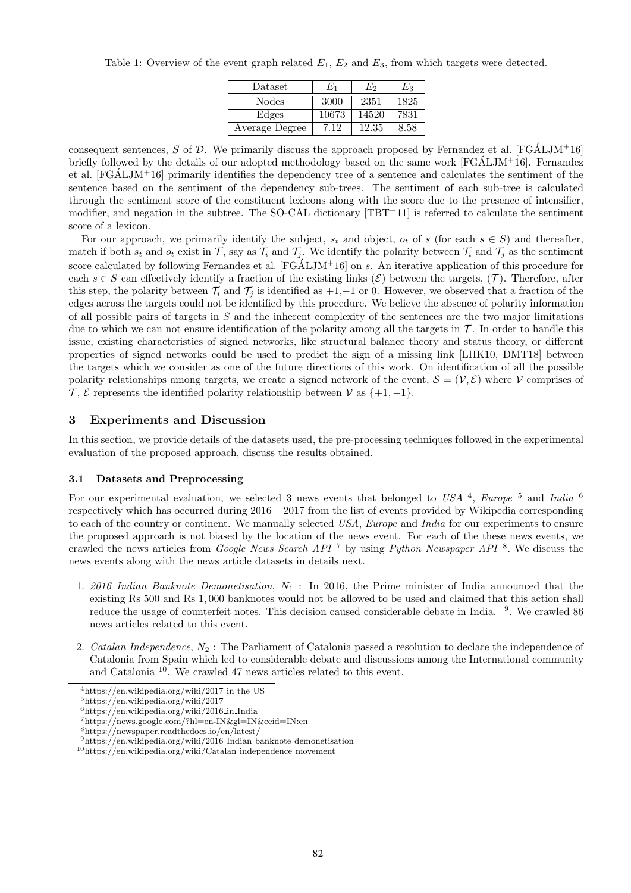Table 1: Overview of the event graph related $E_1$, $E_2$ and $E_3$, from which targets were detected.

| Dataset | $E_1$ | $E_2$ | $E_3$ |
|---|---|---|---|
| Nodes | 3000 | 2351 | 1825 |
| Edges | 10673 | 14520 | 7831 |
| Average Degree | 7.12 | 12.35 | 8.58 |

consequent sentences, $S$ of $\mathcal{D}$. We primarily discuss the approach proposed by Fernandez et al. [FGÁLJM+16] briefly followed by the details of our adopted methodology based on the same work [FGÁLJM+16]. Fernandez et al. [FGÁLJM+16] primarily identifies the dependency tree of a sentence and calculates the sentiment of the sentence based on the sentiment of the dependency sub-trees. The sentiment of each sub-tree is calculated through the sentiment score of the constituent lexicons along with the score due to the presence of intensifier, modifier, and negation in the subtree. The SO-CAL dictionary [TBT+11] is referred to calculate the sentiment score of a lexicon.

For our approach, we primarily identify the subject, $s_t$ and object, $o_t$ of $s$ (for each $s \in S$) and thereafter, match if both $s_t$ and $o_t$ exist in $\mathcal{T}$, say as $\mathcal{T}_i$ and $\mathcal{T}_j$. We identify the polarity between $\mathcal{T}_i$ and $\mathcal{T}_j$ as the sentiment score calculated by following Fernandez et al. [FGÁLJM+16] on $s$. An iterative application of this procedure for each $s \in S$ can effectively identify a fraction of the existing links ($\mathcal{E}$) between the targets, ($\mathcal{T}$). Therefore, after this step, the polarity between $\mathcal{T}_i$ and $\mathcal{T}_j$ is identified as $+1$, $-1$ or 0. However, we observed that a fraction of the edges across the targets could not be identified by this procedure. We believe the absence of polarity information of all possible pairs of targets in $S$ and the inherent complexity of the sentences are the two major limitations due to which we can not ensure identification of the polarity among all the targets in $\mathcal{T}$. In order to handle this issue, existing characteristics of signed networks, like structural balance theory and status theory, or different properties of signed networks could be used to predict the sign of a missing link [LHK10, DMT18] between the targets which we consider as one of the future directions of this work. On identification of all the possible polarity relationships among targets, we create a signed network of the event, $\mathcal{S} = (\mathcal{V}, \mathcal{E})$ where $\mathcal{V}$ comprises of $\mathcal{T}$, $\mathcal{E}$ represents the identified polarity relationship between $\mathcal{V}$ as $\{+1, -1\}$.

## 3 Experiments and Discussion

In this section, we provide details of the datasets used, the pre-processing techniques followed in the experimental evaluation of the proposed approach, discuss the results obtained.

### 3.1 Datasets and Preprocessing

For our experimental evaluation, we selected 3 news events that belonged to *USA* [4], *Europe* [5] and *India* [6] respectively which has occurred during $2016 - 2017$ from the list of events provided by Wikipedia corresponding to each of the country or continent. We manually selected *USA*, *Europe* and *India* for our experiments to ensure the proposed approach is not biased by the location of the news event. For each of the these news events, we crawled the news articles from *Google News Search API* [7] by using *Python Newspaper API* [8]. We discuss the news events along with the news article datasets in details next.

1. *2016 Indian Banknote Demonetisation*, $N_1$ : In 2016, the Prime minister of India announced that the existing Rs 500 and Rs 1,000 banknotes would not be allowed to be used and claimed that this action shall reduce the usage of counterfeit notes. This decision caused considerable debate in India. [9]. We crawled 86 news articles related to this event.

2. *Catalan Independence*, $N_2$ : The Parliament of Catalonia passed a resolution to declare the independence of Catalonia from Spain which led to considerable debate and discussions among the International community and Catalonia [10]. We crawled 47 news articles related to this event.

---

[4] https://en.wikipedia.org/wiki/2017_in_the_US
[5] https://en.wikipedia.org/wiki/2017
[6] https://en.wikipedia.org/wiki/2016_in_India
[7] https://news.google.com/?hl=en-IN&gl=IN&ceid=IN:en
[8] https://newspaper.readthedocs.io/en/latest/
[9] https://en.wikipedia.org/wiki/2016_Indian_banknote_demonetisation
[10] https://en.wikipedia.org/wiki/Catalan_independence_movement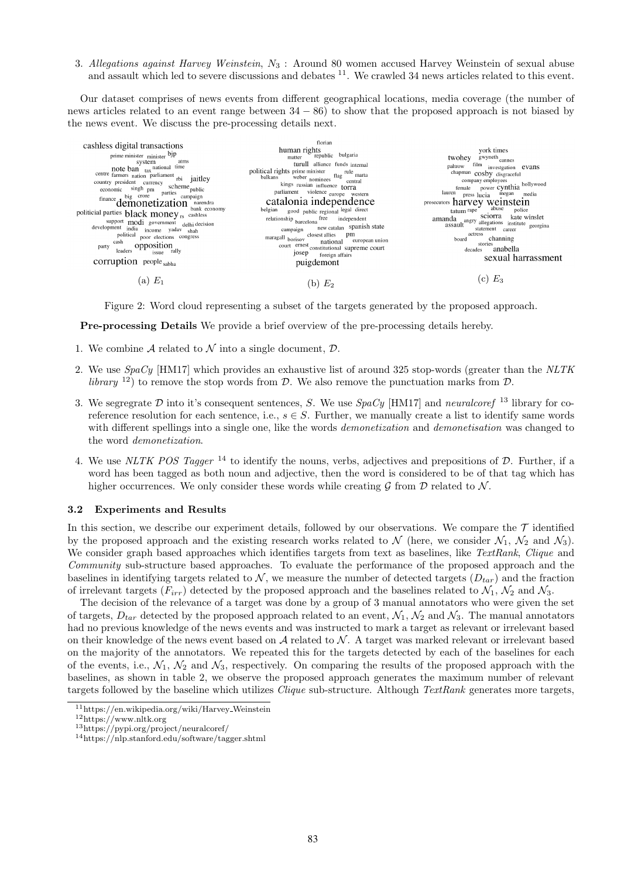3. *Allegations against Harvey Weinstein*, $N_3$ : Around 80 women accused Harvey Weinstein of sexual abuse and assault which led to severe discussions and debates [11]. We crawled 34 news articles related to this event.

Our dataset comprises of news events from different geographical locations, media coverage (the number of news articles related to an event range between $34 - 86$) to show that the proposed approach is not biased by the news event. We discuss the pre-processing details next.

(a) $E_1$ (b) $E_2$ (c) $E_3$

Figure 2: Word cloud representing a subset of the targets generated by the proposed approach.

**Pre-processing Details** We provide a brief overview of the pre-processing details hereby.

1. We combine $\mathcal{A}$ related to $\mathcal{N}$ into a single document, $\mathcal{D}$.
2. We use *SpaCy* [HM17] which provides an exhaustive list of around 325 stop-words (greater than the *NLTK library* [12]) to remove the stop words from $\mathcal{D}$. We also remove the punctuation marks from $\mathcal{D}$.
3. We segregrate $\mathcal{D}$ into it's consequent sentences, $S$. We use *SpaCy* [HM17] and *neuralcoref* [13] library for co-reference resolution for each sentence, i.e., $s \in S$. Further, we manually create a list to identify same words with different spellings into a single one, like the words *demonetization* and *demonetisation* was changed to the word *demonetization*.
4. We use *NLTK POS Tagger* [14] to identify the nouns, verbs, adjectives and prepositions of $\mathcal{D}$. Further, if a word has been tagged as both noun and adjective, then the word is considered to be of that tag which has higher occurrences. We only consider these words while creating $\mathcal{G}$ from $\mathcal{D}$ related to $\mathcal{N}$.

### 3.2 Experiments and Results

In this section, we describe our experiment details, followed by our observations. We compare the $\mathcal{T}$ identified by the proposed approach and the existing research works related to $\mathcal{N}$ (here, we consider $\mathcal{N}_1$, $\mathcal{N}_2$ and $\mathcal{N}_3$). We consider graph based approaches which identifies targets from text as baselines, like *TextRank*, *Clique* and *Community* sub-structure based approaches. To evaluate the performance of the proposed approach and the baselines in identifying targets related to $\mathcal{N}$, we measure the number of detected targets ($D_{tar}$) and the fraction of irrelevant targets ($F_{irr}$) detected by the proposed approach and the baselines related to $\mathcal{N}_1$, $\mathcal{N}_2$ and $\mathcal{N}_3$.

The decision of the relevance of a target was done by a group of 3 manual annotators who were given the set of targets, $D_{tar}$ detected by the proposed approach related to an event, $\mathcal{N}_1$, $\mathcal{N}_2$ and $\mathcal{N}_3$. The manual annotators had no previous knowledge of the news events and was instructed to mark a target as relevant or irrelevant based on their knowledge of the news event based on $\mathcal{A}$ related to $\mathcal{N}$. A target was marked relevant or irrelevant based on the majority of the annotators. We repeated this for the targets detected by each of the baselines for each of the events, i.e., $\mathcal{N}_1$, $\mathcal{N}_2$ and $\mathcal{N}_3$, respectively. On comparing the results of the proposed approach with the baselines, as shown in table 2, we observe the proposed approach generates the maximum number of relevant targets followed by the baseline which utilizes *Clique* sub-structure. Although *TextRank* generates more targets,

[11] https://en.wikipedia.org/wiki/Harvey_Weinstein

[12] https://www.nltk.org

[13] https://pypi.org/project/neuralcoref/

[14] https://nlp.stanford.edu/software/tagger.shtml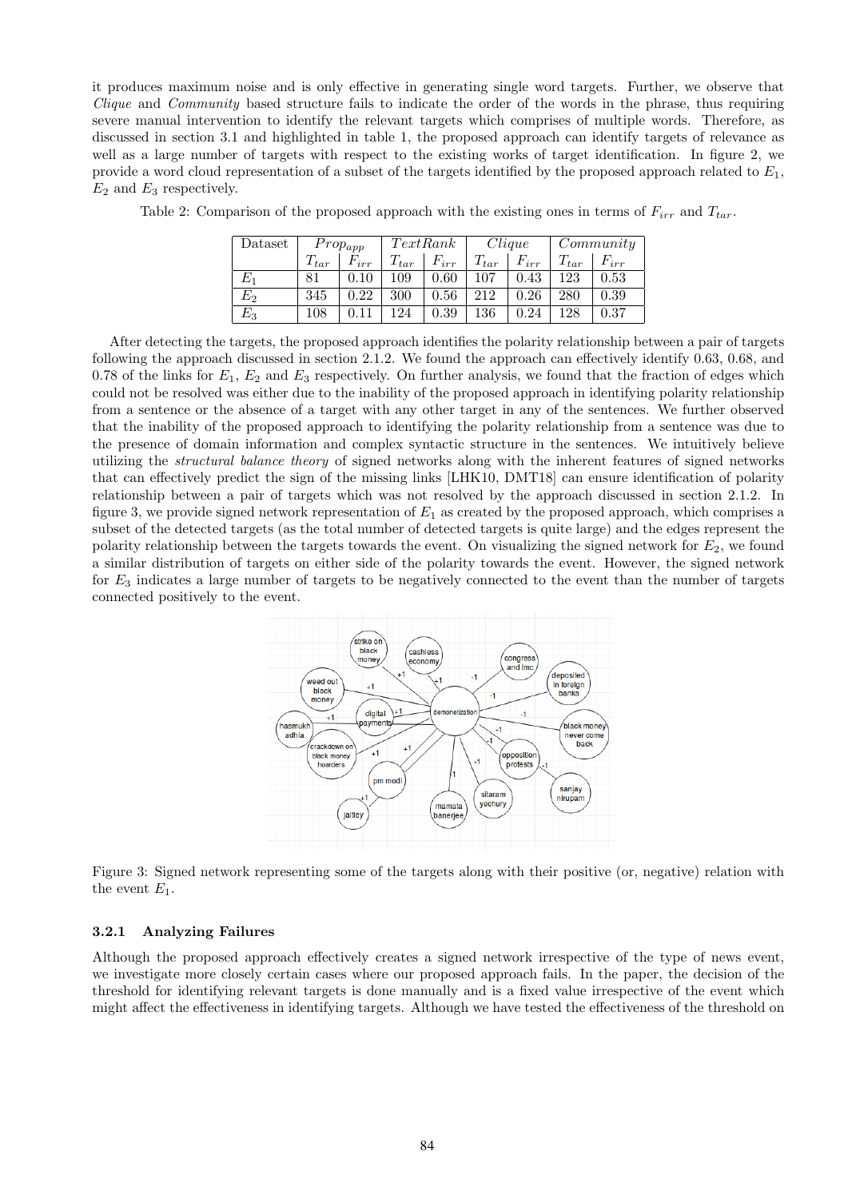it produces maximum noise and is only effective in generating single word targets. Further, we observe that *Clique* and *Community* based structure fails to indicate the order of the words in the phrase, thus requiring severe manual intervention to identify the relevant targets which comprises of multiple words. Therefore, as discussed in section 3.1 and highlighted in table 1, the proposed approach can identify targets of relevance as well as a large number of targets with respect to the existing works of target identification. In figure 2, we provide a word cloud representation of a subset of the targets identified by the proposed approach related to $E_1$, $E_2$ and $E_3$ respectively.

Table 2: Comparison of the proposed approach with the existing ones in terms of $F_{irr}$ and $T_{tar}$.

| Dataset | $Prop_{app}$ | | $TextRank$ | | $Clique$ | | $Community$ | |
|---|---|---|---|---|---|---|---|---|
| | $T_{tar}$ | $F_{irr}$ | $T_{tar}$ | $F_{irr}$ | $T_{tar}$ | $F_{irr}$ | $T_{tar}$ | $F_{irr}$ |
| $E_1$ | 81 | 0.10 | 109 | 0.60 | 107 | 0.43 | 123 | 0.53 |
| $E_2$ | 345 | 0.22 | 300 | 0.56 | 212 | 0.26 | 280 | 0.39 |
| $E_3$ | 108 | 0.11 | 124 | 0.39 | 136 | 0.24 | 128 | 0.37 |

After detecting the targets, the proposed approach identifies the polarity relationship between a pair of targets following the approach discussed in section 2.1.2. We found the approach can effectively identify 0.63, 0.68, and 0.78 of the links for $E_1$, $E_2$ and $E_3$ respectively. On further analysis, we found that the fraction of edges which could not be resolved was either due to the inability of the proposed approach in identifying polarity relationship from a sentence or the absence of a target with any other target in any of the sentences. We further observed that the inability of the proposed approach to identifying the polarity relationship from a sentence was due to the presence of domain information and complex syntactic structure in the sentences. We intuitively believe utilizing the *structural balance theory* of signed networks along with the inherent features of signed networks that can effectively predict the sign of the missing links [LHK10, DMT18] can ensure identification of polarity relationship between a pair of targets which was not resolved by the approach discussed in section 2.1.2. In figure 3, we provide signed network representation of $E_1$ as created by the proposed approach, which comprises a subset of the detected targets (as the total number of detected targets is quite large) and the edges represent the polarity relationship between the targets towards the event. On visualizing the signed network for $E_2$, we found a similar distribution of targets on either side of the polarity towards the event. However, the signed network for $E_3$ indicates a large number of targets to be negatively connected to the event than the number of targets connected positively to the event.

Figure 3: Signed network representing some of the targets along with their positive (or, negative) relation with the event $E_1$.

### 3.2.1 Analyzing Failures

Although the proposed approach effectively creates a signed network irrespective of the type of news event, we investigate more closely certain cases where our proposed approach fails. In the paper, the decision of the threshold for identifying relevant targets is done manually and is a fixed value irrespective of the event which might affect the effectiveness in identifying targets. Although we have tested the effectiveness of the threshold on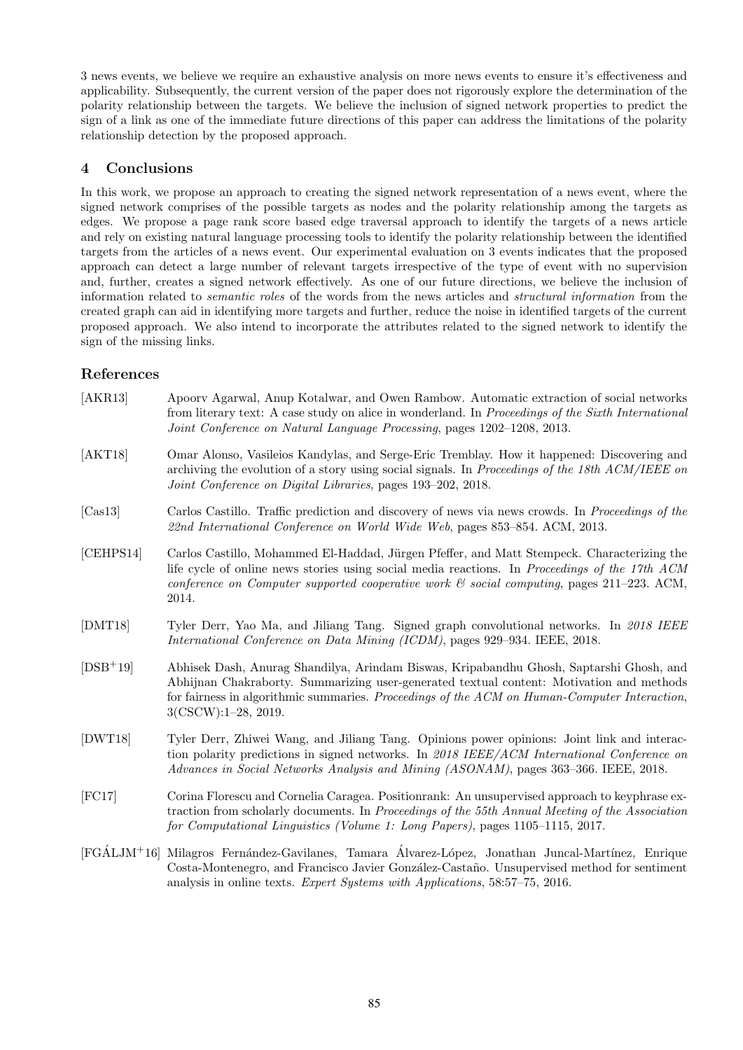3 news events, we believe we require an exhaustive analysis on more news events to ensure it's effectiveness and applicability. Subsequently, the current version of the paper does not rigorously explore the determination of the polarity relationship between the targets. We believe the inclusion of signed network properties to predict the sign of a link as one of the immediate future directions of this paper can address the limitations of the polarity relationship detection by the proposed approach.

## 4 Conclusions

In this work, we propose an approach to creating the signed network representation of a news event, where the signed network comprises of the possible targets as nodes and the polarity relationship among the targets as edges. We propose a page rank score based edge traversal approach to identify the targets of a news article and rely on existing natural language processing tools to identify the polarity relationship between the identified targets from the articles of a news event. Our experimental evaluation on 3 events indicates that the proposed approach can detect a large number of relevant targets irrespective of the type of event with no supervision and, further, creates a signed network effectively. As one of our future directions, we believe the inclusion of information related to *semantic roles* of the words from the news articles and *structural information* from the created graph can aid in identifying more targets and further, reduce the noise in identified targets of the current proposed approach. We also intend to incorporate the attributes related to the signed network to identify the sign of the missing links.

## References

[AKR13] Apoorv Agarwal, Anup Kotalwar, and Owen Rambow. Automatic extraction of social networks from literary text: A case study on alice in wonderland. In *Proceedings of the Sixth International Joint Conference on Natural Language Processing*, pages 1202–1208, 2013.

[AKT18] Omar Alonso, Vasileios Kandylas, and Serge-Eric Tremblay. How it happened: Discovering and archiving the evolution of a story using social signals. In *Proceedings of the 18th ACM/IEEE on Joint Conference on Digital Libraries*, pages 193–202, 2018.

[Cas13] Carlos Castillo. Traffic prediction and discovery of news via news crowds. In *Proceedings of the 22nd International Conference on World Wide Web*, pages 853–854. ACM, 2013.

[CEHPS14] Carlos Castillo, Mohammed El-Haddad, Jürgen Pfeffer, and Matt Stempeck. Characterizing the life cycle of online news stories using social media reactions. In *Proceedings of the 17th ACM conference on Computer supported cooperative work & social computing*, pages 211–223. ACM, 2014.

[DMT18] Tyler Derr, Yao Ma, and Jiliang Tang. Signed graph convolutional networks. In *2018 IEEE International Conference on Data Mining (ICDM)*, pages 929–934. IEEE, 2018.

[DSB+19] Abhisek Dash, Anurag Shandilya, Arindam Biswas, Kripabandhu Ghosh, Saptarshi Ghosh, and Abhijnan Chakraborty. Summarizing user-generated textual content: Motivation and methods for fairness in algorithmic summaries. *Proceedings of the ACM on Human-Computer Interaction*, 3(CSCW):1–28, 2019.

[DWT18] Tyler Derr, Zhiwei Wang, and Jiliang Tang. Opinions power opinions: Joint link and interaction polarity predictions in signed networks. In *2018 IEEE/ACM International Conference on Advances in Social Networks Analysis and Mining (ASONAM)*, pages 363–366. IEEE, 2018.

[FC17] Corina Florescu and Cornelia Caragea. Positionrank: An unsupervised approach to keyphrase extraction from scholarly documents. In *Proceedings of the 55th Annual Meeting of the Association for Computational Linguistics (Volume 1: Long Papers)*, pages 1105–1115, 2017.

[FGÁLJM+16] Milagros Fernández-Gavilanes, Tamara Álvarez-López, Jonathan Juncal-Martínez, Enrique Costa-Montenegro, and Francisco Javier González-Castaño. Unsupervised method for sentiment analysis in online texts. *Expert Systems with Applications*, 58:57–75, 2016.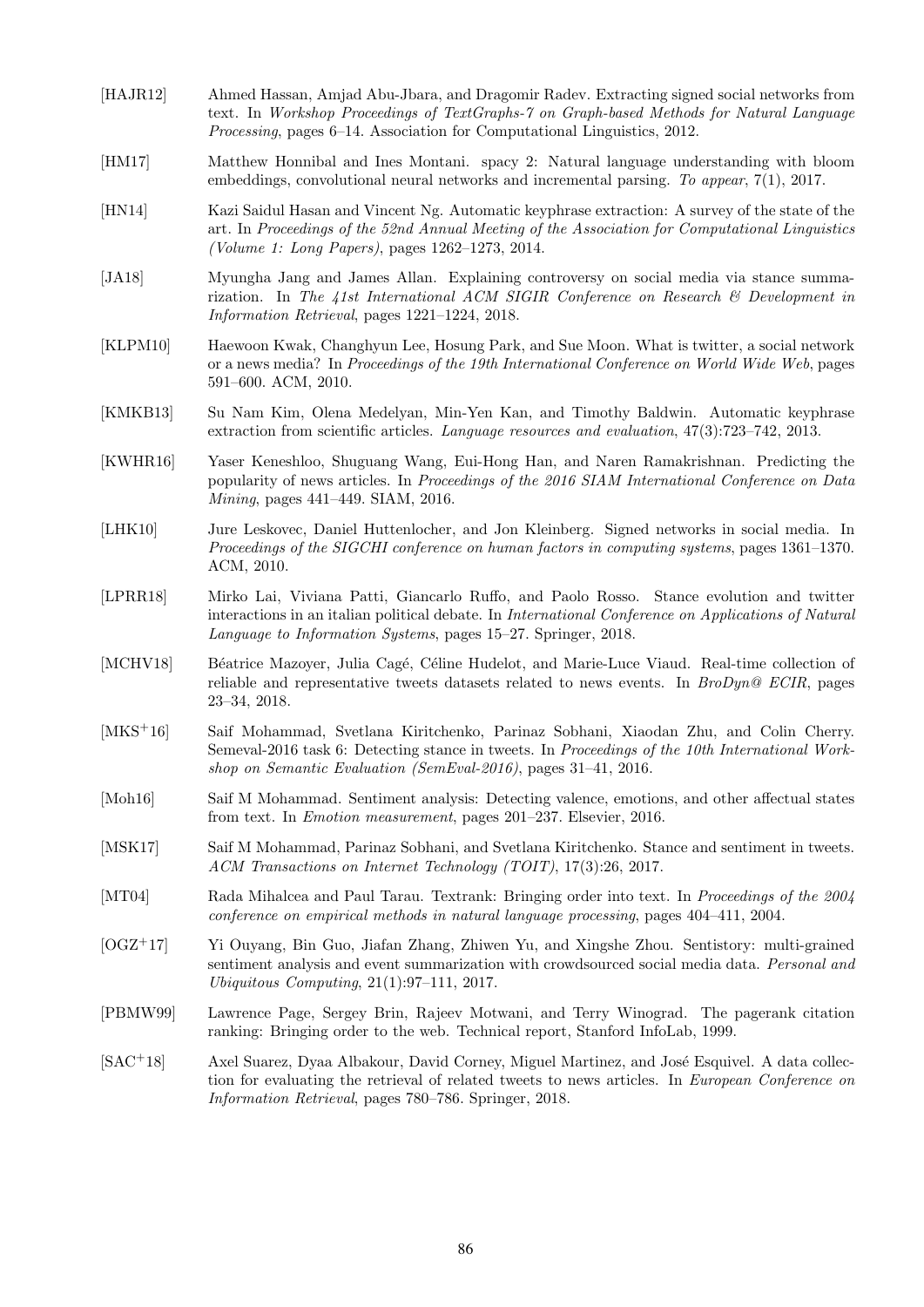[HAJR12] Ahmed Hassan, Amjad Abu-Jbara, and Dragomir Radev. Extracting signed social networks from text. In *Workshop Proceedings of TextGraphs-7 on Graph-based Methods for Natural Language Processing*, pages 6–14. Association for Computational Linguistics, 2012.

[HM17] Matthew Honnibal and Ines Montani. spacy 2: Natural language understanding with bloom embeddings, convolutional neural networks and incremental parsing. *To appear*, 7(1), 2017.

[HN14] Kazi Saidul Hasan and Vincent Ng. Automatic keyphrase extraction: A survey of the state of the art. In *Proceedings of the 52nd Annual Meeting of the Association for Computational Linguistics (Volume 1: Long Papers)*, pages 1262–1273, 2014.

[JA18] Myungha Jang and James Allan. Explaining controversy on social media via stance summarization. In *The 41st International ACM SIGIR Conference on Research & Development in Information Retrieval*, pages 1221–1224, 2018.

[KLPM10] Haewoon Kwak, Changhyun Lee, Hosung Park, and Sue Moon. What is twitter, a social network or a news media? In *Proceedings of the 19th International Conference on World Wide Web*, pages 591–600. ACM, 2010.

[KMKB13] Su Nam Kim, Olena Medelyan, Min-Yen Kan, and Timothy Baldwin. Automatic keyphrase extraction from scientific articles. *Language resources and evaluation*, 47(3):723–742, 2013.

[KWHR16] Yaser Keneshloo, Shuguang Wang, Eui-Hong Han, and Naren Ramakrishnan. Predicting the popularity of news articles. In *Proceedings of the 2016 SIAM International Conference on Data Mining*, pages 441–449. SIAM, 2016.

[LHK10] Jure Leskovec, Daniel Huttenlocher, and Jon Kleinberg. Signed networks in social media. In *Proceedings of the SIGCHI conference on human factors in computing systems*, pages 1361–1370. ACM, 2010.

[LPRR18] Mirko Lai, Viviana Patti, Giancarlo Ruffo, and Paolo Rosso. Stance evolution and twitter interactions in an italian political debate. In *International Conference on Applications of Natural Language to Information Systems*, pages 15–27. Springer, 2018.

[MCHV18] Béatrice Mazoyer, Julia Cagé, Céline Hudelot, and Marie-Luce Viaud. Real-time collection of reliable and representative tweets datasets related to news events. In *BroDyn@ ECIR*, pages 23–34, 2018.

[MKS+16] Saif Mohammad, Svetlana Kiritchenko, Parinaz Sobhani, Xiaodan Zhu, and Colin Cherry. Semeval-2016 task 6: Detecting stance in tweets. In *Proceedings of the 10th International Workshop on Semantic Evaluation (SemEval-2016)*, pages 31–41, 2016.

[Moh16] Saif M Mohammad. Sentiment analysis: Detecting valence, emotions, and other affectual states from text. In *Emotion measurement*, pages 201–237. Elsevier, 2016.

[MSK17] Saif M Mohammad, Parinaz Sobhani, and Svetlana Kiritchenko. Stance and sentiment in tweets. *ACM Transactions on Internet Technology (TOIT)*, 17(3):26, 2017.

[MT04] Rada Mihalcea and Paul Tarau. Textrank: Bringing order into text. In *Proceedings of the 2004 conference on empirical methods in natural language processing*, pages 404–411, 2004.

[OGZ+17] Yi Ouyang, Bin Guo, Jiafan Zhang, Zhiwen Yu, and Xingshe Zhou. Sentistory: multi-grained sentiment analysis and event summarization with crowdsourced social media data. *Personal and Ubiquitous Computing*, 21(1):97–111, 2017.

[PBMW99] Lawrence Page, Sergey Brin, Rajeev Motwani, and Terry Winograd. The pagerank citation ranking: Bringing order to the web. Technical report, Stanford InfoLab, 1999.

[SAC+18] Axel Suarez, Dyaa Albakour, David Corney, Miguel Martinez, and José Esquivel. A data collection for evaluating the retrieval of related tweets to news articles. In *European Conference on Information Retrieval*, pages 780–786. Springer, 2018.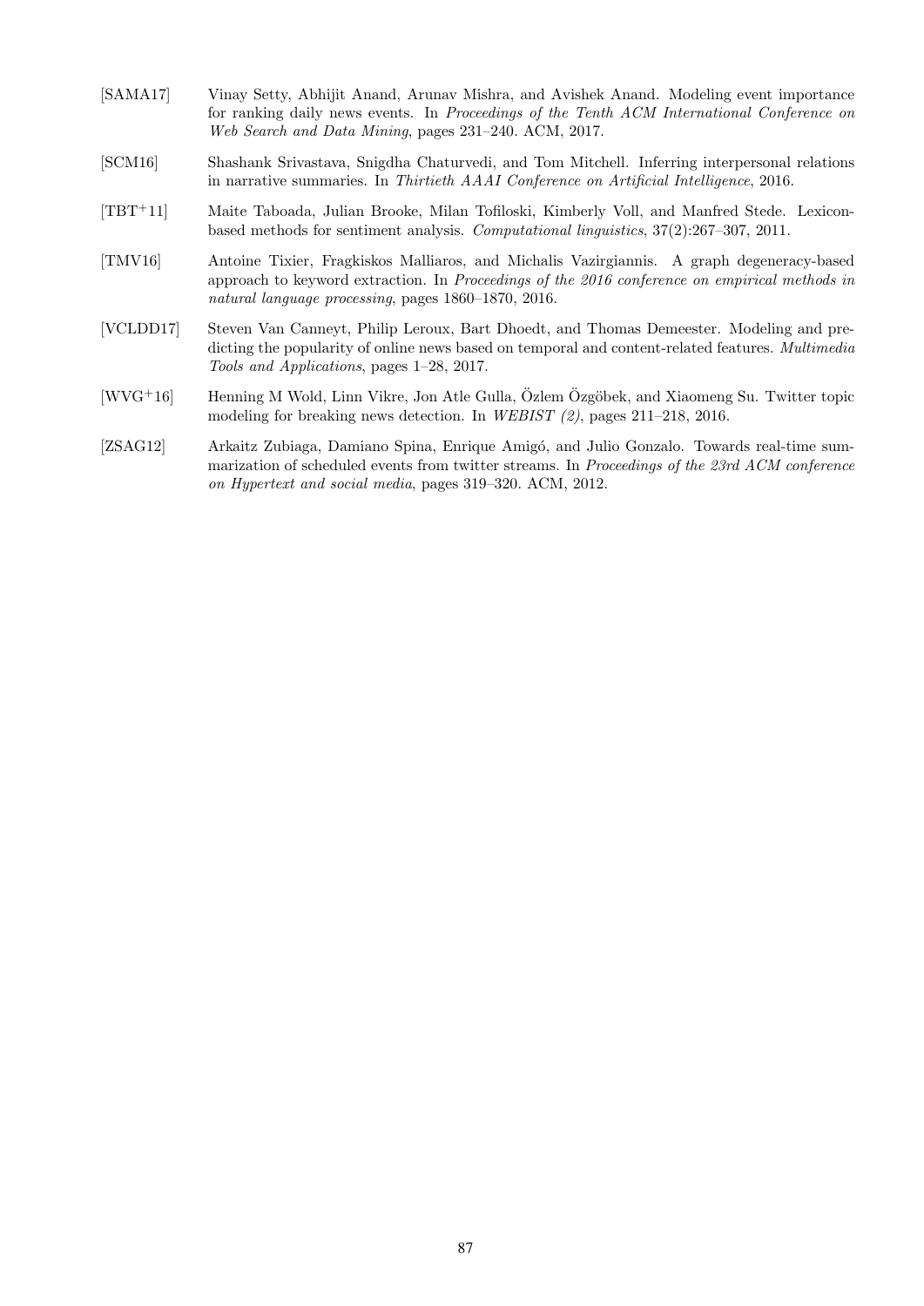[SAMA17] Vinay Setty, Abhijit Anand, Arunav Mishra, and Avishek Anand. Modeling event importance for ranking daily news events. In *Proceedings of the Tenth ACM International Conference on Web Search and Data Mining*, pages 231–240. ACM, 2017.

[SCM16] Shashank Srivastava, Snigdha Chaturvedi, and Tom Mitchell. Inferring interpersonal relations in narrative summaries. In *Thirtieth AAAI Conference on Artificial Intelligence*, 2016.

[TBT+11] Maite Taboada, Julian Brooke, Milan Tofiloski, Kimberly Voll, and Manfred Stede. Lexicon-based methods for sentiment analysis. *Computational linguistics*, 37(2):267–307, 2011.

[TMV16] Antoine Tixier, Fragkiskos Malliaros, and Michalis Vazirgiannis. A graph degeneracy-based approach to keyword extraction. In *Proceedings of the 2016 conference on empirical methods in natural language processing*, pages 1860–1870, 2016.

[VCLDD17] Steven Van Canneyt, Philip Leroux, Bart Dhoedt, and Thomas Demeester. Modeling and predicting the popularity of online news based on temporal and content-related features. *Multimedia Tools and Applications*, pages 1–28, 2017.

[WVG+16] Henning M Wold, Linn Vikre, Jon Atle Gulla, Özlem Özgöbek, and Xiaomeng Su. Twitter topic modeling for breaking news detection. In *WEBIST (2)*, pages 211–218, 2016.

[ZSAG12] Arkaitz Zubiaga, Damiano Spina, Enrique Amigó, and Julio Gonzalo. Towards real-time summarization of scheduled events from twitter streams. In *Proceedings of the 23rd ACM conference on Hypertext and social media*, pages 319–320. ACM, 2012.